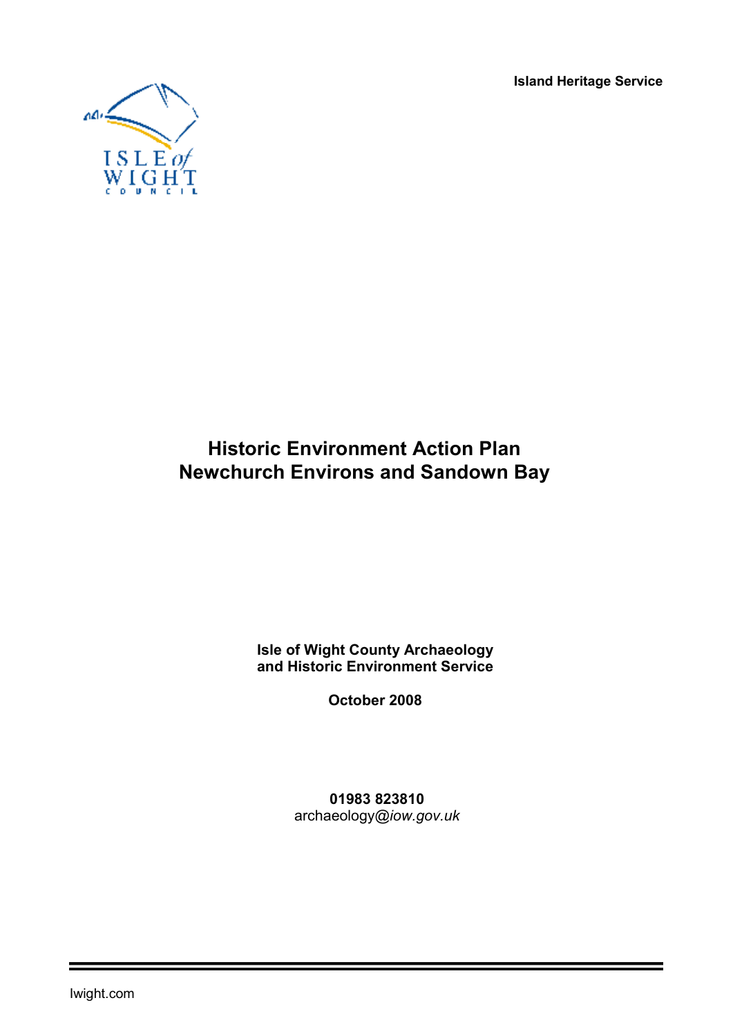**Island Heritage Service**

# Historic Environment Action Plan
# Newchurch Environs and Sandown Bay

**Isle of Wight County Archaeology and Historic Environment Service**

**October 2008**

**01983 823810**
archaeology@*iow.gov.uk*

Iwight.com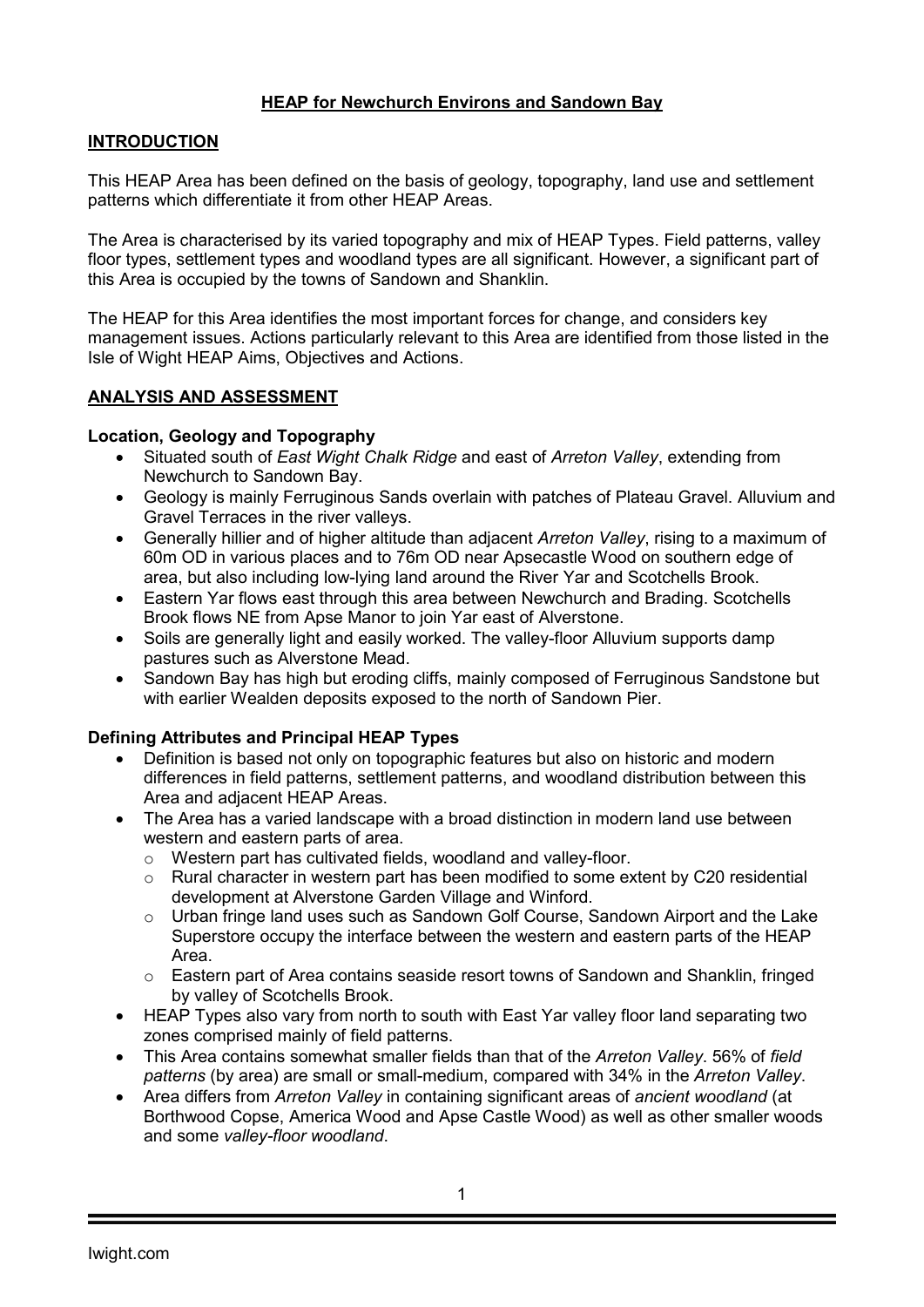# HEAP for Newchurch Environs and Sandown Bay

## INTRODUCTION

This HEAP Area has been defined on the basis of geology, topography, land use and settlement patterns which differentiate it from other HEAP Areas.

The Area is characterised by its varied topography and mix of HEAP Types. Field patterns, valley floor types, settlement types and woodland types are all significant. However, a significant part of this Area is occupied by the towns of Sandown and Shanklin.

The HEAP for this Area identifies the most important forces for change, and considers key management issues. Actions particularly relevant to this Area are identified from those listed in the Isle of Wight HEAP Aims, Objectives and Actions.

## ANALYSIS AND ASSESSMENT

### Location, Geology and Topography

- Situated south of *East Wight Chalk Ridge* and east of *Arreton Valley*, extending from Newchurch to Sandown Bay.
- Geology is mainly Ferruginous Sands overlain with patches of Plateau Gravel. Alluvium and Gravel Terraces in the river valleys.
- Generally hillier and of higher altitude than adjacent *Arreton Valley*, rising to a maximum of 60m OD in various places and to 76m OD near Apsecastle Wood on southern edge of area, but also including low-lying land around the River Yar and Scotchells Brook.
- Eastern Yar flows east through this area between Newchurch and Brading. Scotchells Brook flows NE from Apse Manor to join Yar east of Alverstone.
- Soils are generally light and easily worked. The valley-floor Alluvium supports damp pastures such as Alverstone Mead.
- Sandown Bay has high but eroding cliffs, mainly composed of Ferruginous Sandstone but with earlier Wealden deposits exposed to the north of Sandown Pier.

### Defining Attributes and Principal HEAP Types

- Definition is based not only on topographic features but also on historic and modern differences in field patterns, settlement patterns, and woodland distribution between this Area and adjacent HEAP Areas.
- The Area has a varied landscape with a broad distinction in modern land use between western and eastern parts of area.
  - Western part has cultivated fields, woodland and valley-floor.
  - Rural character in western part has been modified to some extent by C20 residential development at Alverstone Garden Village and Winford.
  - Urban fringe land uses such as Sandown Golf Course, Sandown Airport and the Lake Superstore occupy the interface between the western and eastern parts of the HEAP Area.
  - Eastern part of Area contains seaside resort towns of Sandown and Shanklin, fringed by valley of Scotchells Brook.
- HEAP Types also vary from north to south with East Yar valley floor land separating two zones comprised mainly of field patterns.
- This Area contains somewhat smaller fields than that of the *Arreton Valley*. 56% of *field patterns* (by area) are small or small-medium, compared with 34% in the *Arreton Valley*.
- Area differs from *Arreton Valley* in containing significant areas of *ancient woodland* (at Borthwood Copse, America Wood and Apse Castle Wood) as well as other smaller woods and some *valley-floor woodland*.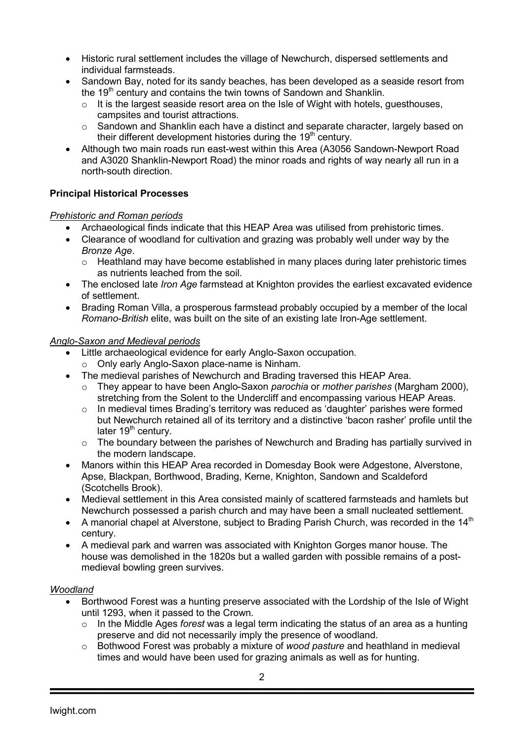- Historic rural settlement includes the village of Newchurch, dispersed settlements and individual farmsteads.
- Sandown Bay, noted for its sandy beaches, has been developed as a seaside resort from the 19th century and contains the twin towns of Sandown and Shanklin.
  - It is the largest seaside resort area on the Isle of Wight with hotels, guesthouses, campsites and tourist attractions.
  - Sandown and Shanklin each have a distinct and separate character, largely based on their different development histories during the 19th century.
- Although two main roads run east-west within this Area (A3056 Sandown-Newport Road and A3020 Shanklin-Newport Road) the minor roads and rights of way nearly all run in a north-south direction.

**Principal Historical Processes**

*Prehistoric and Roman periods*

- Archaeological finds indicate that this HEAP Area was utilised from prehistoric times.
- Clearance of woodland for cultivation and grazing was probably well under way by the *Bronze Age*.
  - Heathland may have become established in many places during later prehistoric times as nutrients leached from the soil.
- The enclosed late *Iron Age* farmstead at Knighton provides the earliest excavated evidence of settlement.
- Brading Roman Villa, a prosperous farmstead probably occupied by a member of the local *Romano-British* elite, was built on the site of an existing late Iron-Age settlement.

*Anglo-Saxon and Medieval periods*

- Little archaeological evidence for early Anglo-Saxon occupation.
  - Only early Anglo-Saxon place-name is Ninham.
- The medieval parishes of Newchurch and Brading traversed this HEAP Area.
  - They appear to have been Anglo-Saxon *parochia* or *mother parishes* (Margham 2000), stretching from the Solent to the Undercliff and encompassing various HEAP Areas.
  - In medieval times Brading's territory was reduced as 'daughter' parishes were formed but Newchurch retained all of its territory and a distinctive 'bacon rasher' profile until the later 19th century.
  - The boundary between the parishes of Newchurch and Brading has partially survived in the modern landscape.
- Manors within this HEAP Area recorded in Domesday Book were Adgestone, Alverstone, Apse, Blackpan, Borthwood, Brading, Kerne, Knighton, Sandown and Scaldeford (Scotchells Brook).
- Medieval settlement in this Area consisted mainly of scattered farmsteads and hamlets but Newchurch possessed a parish church and may have been a small nucleated settlement.
- A manorial chapel at Alverstone, subject to Brading Parish Church, was recorded in the 14th century.
- A medieval park and warren was associated with Knighton Gorges manor house. The house was demolished in the 1820s but a walled garden with possible remains of a post-medieval bowling green survives.

*Woodland*

- Borthwood Forest was a hunting preserve associated with the Lordship of the Isle of Wight until 1293, when it passed to the Crown.
  - In the Middle Ages *forest* was a legal term indicating the status of an area as a hunting preserve and did not necessarily imply the presence of woodland.
  - Bothwood Forest was probably a mixture of *wood pasture* and heathland in medieval times and would have been used for grazing animals as well as for hunting.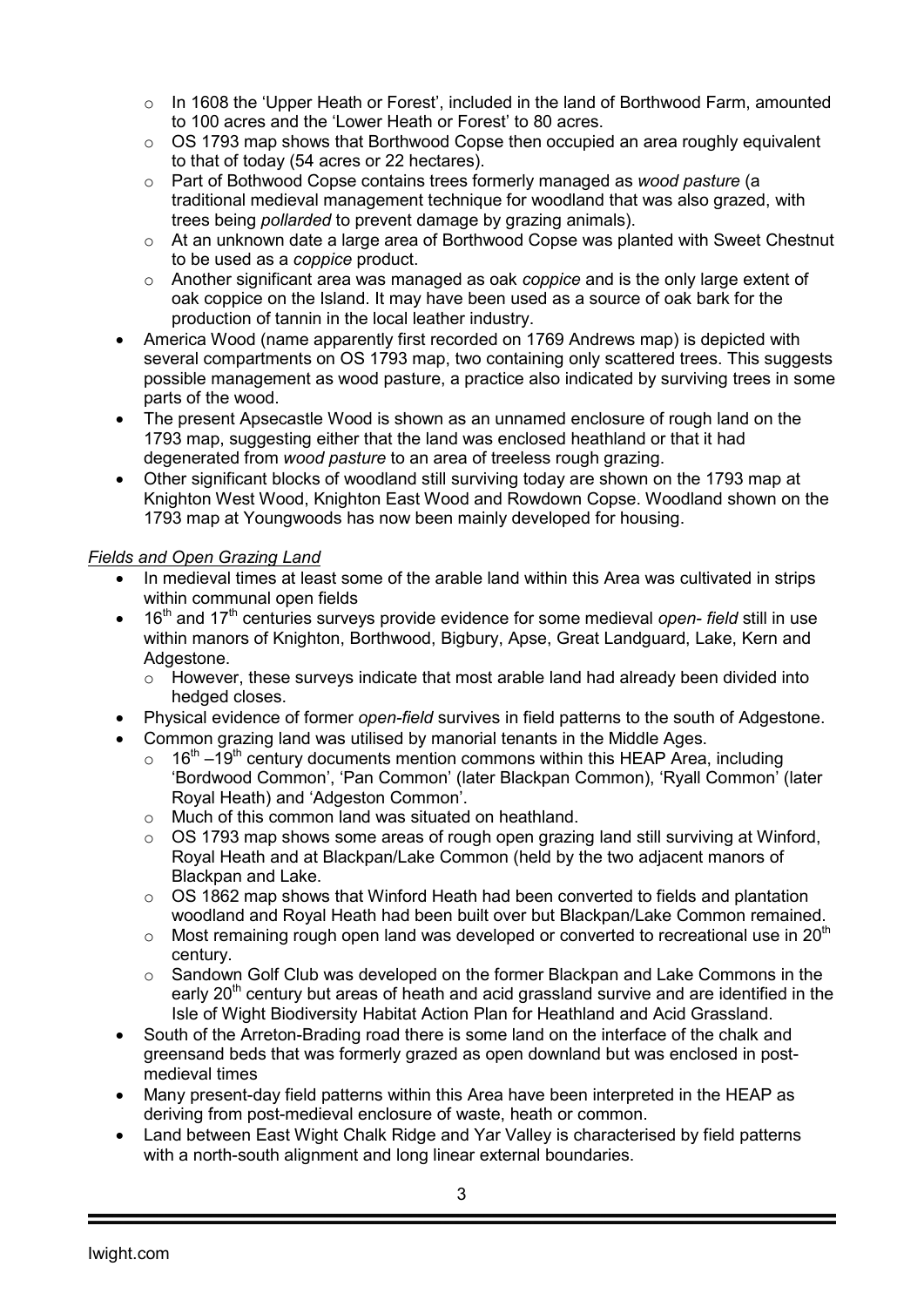- In 1608 the 'Upper Heath or Forest', included in the land of Borthwood Farm, amounted to 100 acres and the 'Lower Heath or Forest' to 80 acres.
  - OS 1793 map shows that Borthwood Copse then occupied an area roughly equivalent to that of today (54 acres or 22 hectares).
  - Part of Bothwood Copse contains trees formerly managed as *wood pasture* (a traditional medieval management technique for woodland that was also grazed, with trees being *pollarded* to prevent damage by grazing animals).
  - At an unknown date a large area of Borthwood Copse was planted with Sweet Chestnut to be used as a *coppice* product.
  - Another significant area was managed as oak *coppice* and is the only large extent of oak coppice on the Island. It may have been used as a source of oak bark for the production of tannin in the local leather industry.
- America Wood (name apparently first recorded on 1769 Andrews map) is depicted with several compartments on OS 1793 map, two containing only scattered trees. This suggests possible management as wood pasture, a practice also indicated by surviving trees in some parts of the wood.
- The present Apsecastle Wood is shown as an unnamed enclosure of rough land on the 1793 map, suggesting either that the land was enclosed heathland or that it had degenerated from *wood pasture* to an area of treeless rough grazing.
- Other significant blocks of woodland still surviving today are shown on the 1793 map at Knighton West Wood, Knighton East Wood and Rowdown Copse. Woodland shown on the 1793 map at Youngwoods has now been mainly developed for housing.

*Fields and Open Grazing Land*

- In medieval times at least some of the arable land within this Area was cultivated in strips within communal open fields
- 16th and 17th centuries surveys provide evidence for some medieval *open- field* still in use within manors of Knighton, Borthwood, Bigbury, Apse, Great Landguard, Lake, Kern and Adgestone.
  - However, these surveys indicate that most arable land had already been divided into hedged closes.
- Physical evidence of former *open-field* survives in field patterns to the south of Adgestone.
- Common grazing land was utilised by manorial tenants in the Middle Ages.
  - 16th –19th century documents mention commons within this HEAP Area, including 'Bordwood Common', 'Pan Common' (later Blackpan Common), 'Ryall Common' (later Royal Heath) and 'Adgeston Common'.
  - Much of this common land was situated on heathland.
  - OS 1793 map shows some areas of rough open grazing land still surviving at Winford, Royal Heath and at Blackpan/Lake Common (held by the two adjacent manors of Blackpan and Lake.
  - OS 1862 map shows that Winford Heath had been converted to fields and plantation woodland and Royal Heath had been built over but Blackpan/Lake Common remained.
  - Most remaining rough open land was developed or converted to recreational use in 20th century.
  - Sandown Golf Club was developed on the former Blackpan and Lake Commons in the early 20th century but areas of heath and acid grassland survive and are identified in the Isle of Wight Biodiversity Habitat Action Plan for Heathland and Acid Grassland.
- South of the Arreton-Brading road there is some land on the interface of the chalk and greensand beds that was formerly grazed as open downland but was enclosed in post-medieval times
- Many present-day field patterns within this Area have been interpreted in the HEAP as deriving from post-medieval enclosure of waste, heath or common.
- Land between East Wight Chalk Ridge and Yar Valley is characterised by field patterns with a north-south alignment and long linear external boundaries.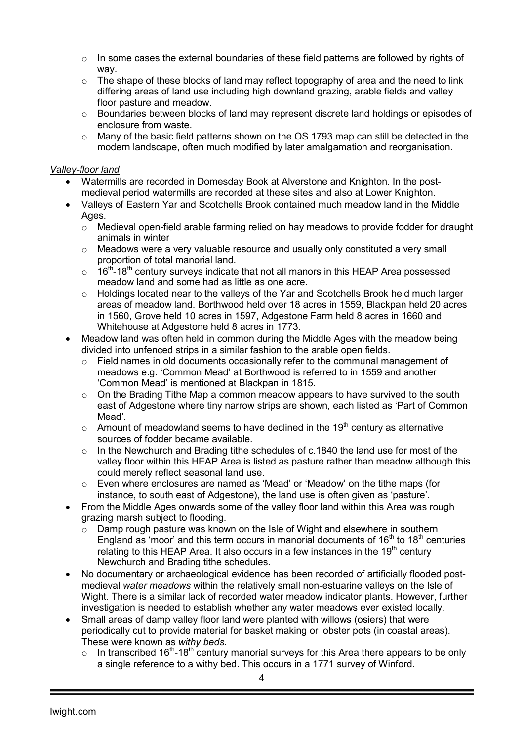- In some cases the external boundaries of these field patterns are followed by rights of way.
- The shape of these blocks of land may reflect topography of area and the need to link differing areas of land use including high downland grazing, arable fields and valley floor pasture and meadow.
- Boundaries between blocks of land may represent discrete land holdings or episodes of enclosure from waste.
- Many of the basic field patterns shown on the OS 1793 map can still be detected in the modern landscape, often much modified by later amalgamation and reorganisation.

*Valley-floor land*

- Watermills are recorded in Domesday Book at Alverstone and Knighton. In the post-medieval period watermills are recorded at these sites and also at Lower Knighton.
- Valleys of Eastern Yar and Scotchells Brook contained much meadow land in the Middle Ages.
  - Medieval open-field arable farming relied on hay meadows to provide fodder for draught animals in winter
  - Meadows were a very valuable resource and usually only constituted a very small proportion of total manorial land.
  - 16th-18th century surveys indicate that not all manors in this HEAP Area possessed meadow land and some had as little as one acre.
  - Holdings located near to the valleys of the Yar and Scotchells Brook held much larger areas of meadow land. Borthwood held over 18 acres in 1559, Blackpan held 20 acres in 1560, Grove held 10 acres in 1597, Adgestone Farm held 8 acres in 1660 and Whitehouse at Adgestone held 8 acres in 1773.
- Meadow land was often held in common during the Middle Ages with the meadow being divided into unfenced strips in a similar fashion to the arable open fields.
  - Field names in old documents occasionally refer to the communal management of meadows e.g. 'Common Mead' at Borthwood is referred to in 1559 and another 'Common Mead' is mentioned at Blackpan in 1815.
  - On the Brading Tithe Map a common meadow appears to have survived to the south east of Adgestone where tiny narrow strips are shown, each listed as 'Part of Common Mead'.
  - Amount of meadowland seems to have declined in the 19th century as alternative sources of fodder became available.
  - In the Newchurch and Brading tithe schedules of c.1840 the land use for most of the valley floor within this HEAP Area is listed as pasture rather than meadow although this could merely reflect seasonal land use.
  - Even where enclosures are named as 'Mead' or 'Meadow' on the tithe maps (for instance, to south east of Adgestone), the land use is often given as 'pasture'.
- From the Middle Ages onwards some of the valley floor land within this Area was rough grazing marsh subject to flooding.
  - Damp rough pasture was known on the Isle of Wight and elsewhere in southern England as 'moor' and this term occurs in manorial documents of 16th to 18th centuries relating to this HEAP Area. It also occurs in a few instances in the 19th century Newchurch and Brading tithe schedules.
- No documentary or archaeological evidence has been recorded of artificially flooded post-medieval *water meadows* within the relatively small non-estuarine valleys on the Isle of Wight. There is a similar lack of recorded water meadow indicator plants. However, further investigation is needed to establish whether any water meadows ever existed locally.
- Small areas of damp valley floor land were planted with willows (osiers) that were periodically cut to provide material for basket making or lobster pots (in coastal areas). These were known as *withy beds*.
  - In transcribed 16th-18th century manorial surveys for this Area there appears to be only a single reference to a withy bed. This occurs in a 1771 survey of Winford.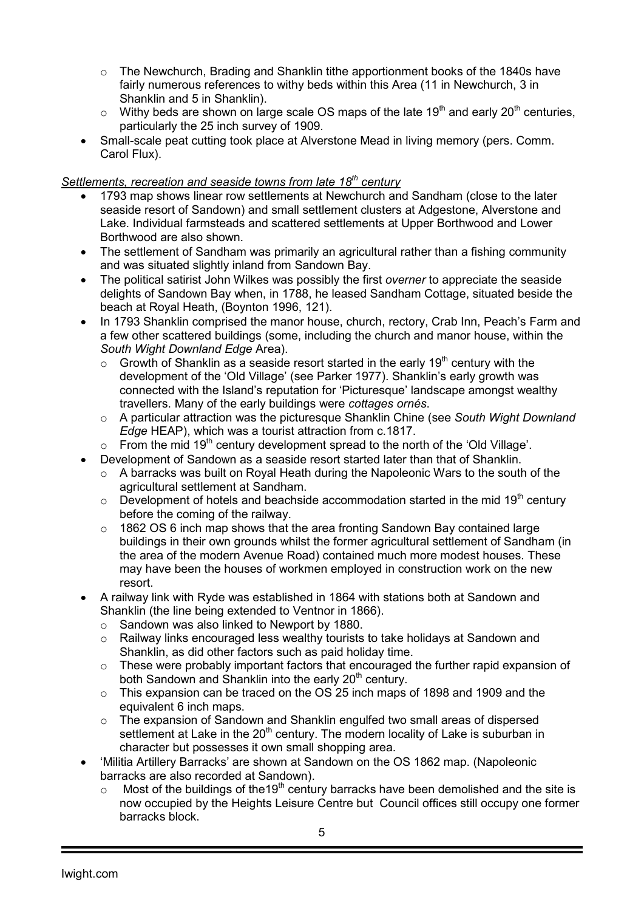- The Newchurch, Brading and Shanklin tithe apportionment books of the 1840s have fairly numerous references to withy beds within this Area (11 in Newchurch, 3 in Shanklin and 5 in Shanklin).
- Withy beds are shown on large scale OS maps of the late 19th and early 20th centuries, particularly the 25 inch survey of 1909.

- Small-scale peat cutting took place at Alverstone Mead in living memory (pers. Comm. Carol Flux).

*Settlements, recreation and seaside towns from late 18th century*

- 1793 map shows linear row settlements at Newchurch and Sandham (close to the later seaside resort of Sandown) and small settlement clusters at Adgestone, Alverstone and Lake. Individual farmsteads and scattered settlements at Upper Borthwood and Lower Borthwood are also shown.
- The settlement of Sandham was primarily an agricultural rather than a fishing community and was situated slightly inland from Sandown Bay.
- The political satirist John Wilkes was possibly the first *overner* to appreciate the seaside delights of Sandown Bay when, in 1788, he leased Sandham Cottage, situated beside the beach at Royal Heath, (Boynton 1996, 121).
- In 1793 Shanklin comprised the manor house, church, rectory, Crab Inn, Peach's Farm and a few other scattered buildings (some, including the church and manor house, within the *South Wight Downland Edge* Area).
  - Growth of Shanklin as a seaside resort started in the early 19th century with the development of the 'Old Village' (see Parker 1977). Shanklin's early growth was connected with the Island's reputation for 'Picturesque' landscape amongst wealthy travellers. Many of the early buildings were *cottages ornés*.
  - A particular attraction was the picturesque Shanklin Chine (see *South Wight Downland Edge* HEAP), which was a tourist attraction from c.1817.
  - From the mid 19th century development spread to the north of the 'Old Village'.
- Development of Sandown as a seaside resort started later than that of Shanklin.
  - A barracks was built on Royal Heath during the Napoleonic Wars to the south of the agricultural settlement at Sandham.
  - Development of hotels and beachside accommodation started in the mid 19th century before the coming of the railway.
  - 1862 OS 6 inch map shows that the area fronting Sandown Bay contained large buildings in their own grounds whilst the former agricultural settlement of Sandham (in the area of the modern Avenue Road) contained much more modest houses. These may have been the houses of workmen employed in construction work on the new resort.
- A railway link with Ryde was established in 1864 with stations both at Sandown and Shanklin (the line being extended to Ventnor in 1866).
  - Sandown was also linked to Newport by 1880.
  - Railway links encouraged less wealthy tourists to take holidays at Sandown and Shanklin, as did other factors such as paid holiday time.
  - These were probably important factors that encouraged the further rapid expansion of both Sandown and Shanklin into the early 20th century.
  - This expansion can be traced on the OS 25 inch maps of 1898 and 1909 and the equivalent 6 inch maps.
  - The expansion of Sandown and Shanklin engulfed two small areas of dispersed settlement at Lake in the 20th century. The modern locality of Lake is suburban in character but possesses it own small shopping area.
- 'Militia Artillery Barracks' are shown at Sandown on the OS 1862 map. (Napoleonic barracks are also recorded at Sandown).
  - Most of the buildings of the19th century barracks have been demolished and the site is now occupied by the Heights Leisure Centre but Council offices still occupy one former barracks block.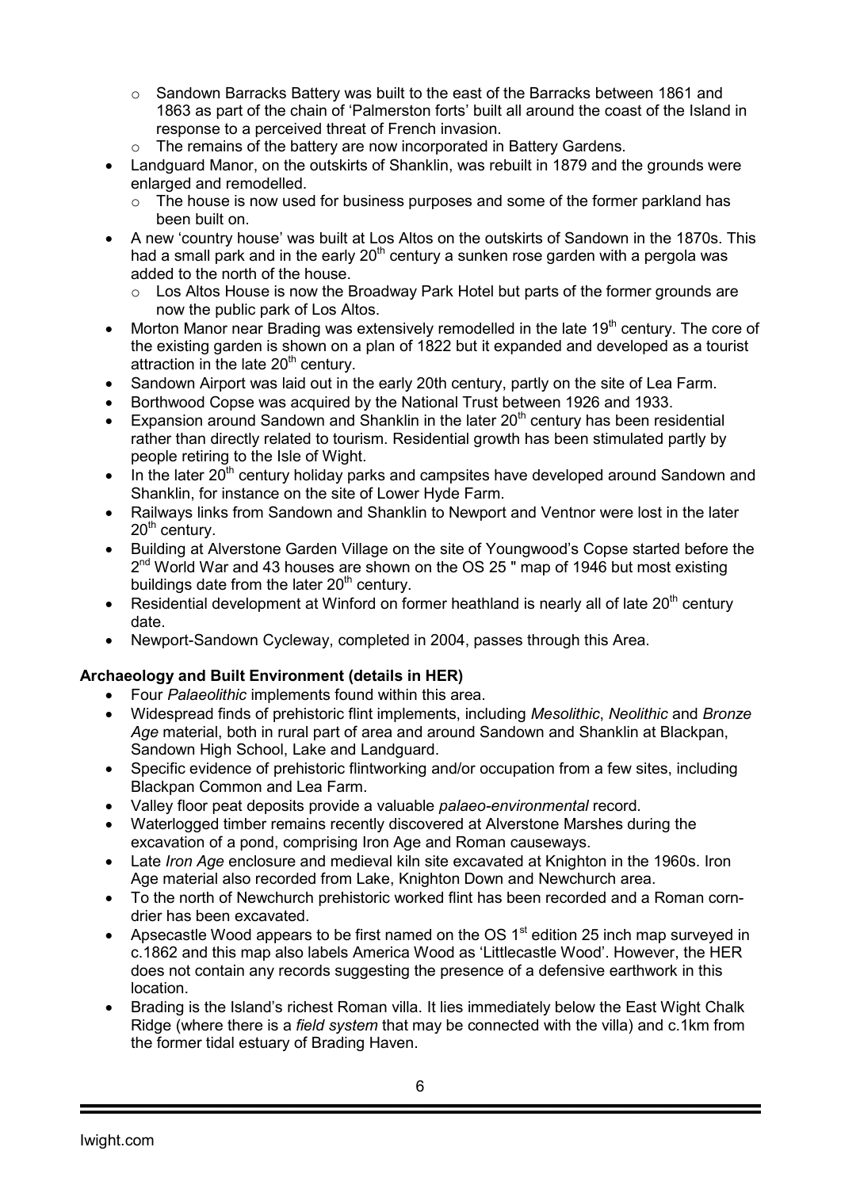- Sandown Barracks Battery was built to the east of the Barracks between 1861 and 1863 as part of the chain of 'Palmerston forts' built all around the coast of the Island in response to a perceived threat of French invasion.
  - The remains of the battery are now incorporated in Battery Gardens.
- Landguard Manor, on the outskirts of Shanklin, was rebuilt in 1879 and the grounds were enlarged and remodelled.
  - The house is now used for business purposes and some of the former parkland has been built on.
- A new 'country house' was built at Los Altos on the outskirts of Sandown in the 1870s. This had a small park and in the early 20th century a sunken rose garden with a pergola was added to the north of the house.
  - Los Altos House is now the Broadway Park Hotel but parts of the former grounds are now the public park of Los Altos.
- Morton Manor near Brading was extensively remodelled in the late 19th century. The core of the existing garden is shown on a plan of 1822 but it expanded and developed as a tourist attraction in the late 20th century.
- Sandown Airport was laid out in the early 20th century, partly on the site of Lea Farm.
- Borthwood Copse was acquired by the National Trust between 1926 and 1933.
- Expansion around Sandown and Shanklin in the later 20th century has been residential rather than directly related to tourism. Residential growth has been stimulated partly by people retiring to the Isle of Wight.
- In the later 20th century holiday parks and campsites have developed around Sandown and Shanklin, for instance on the site of Lower Hyde Farm.
- Railways links from Sandown and Shanklin to Newport and Ventnor were lost in the later 20th century.
- Building at Alverstone Garden Village on the site of Youngwood's Copse started before the 2nd World War and 43 houses are shown on the OS 25 " map of 1946 but most existing buildings date from the later 20th century.
- Residential development at Winford on former heathland is nearly all of late 20th century date.
- Newport-Sandown Cycleway, completed in 2004, passes through this Area.

**Archaeology and Built Environment (details in HER)**

- Four *Palaeolithic* implements found within this area.
- Widespread finds of prehistoric flint implements, including *Mesolithic*, *Neolithic* and *Bronze Age* material, both in rural part of area and around Sandown and Shanklin at Blackpan, Sandown High School, Lake and Landguard.
- Specific evidence of prehistoric flintworking and/or occupation from a few sites, including Blackpan Common and Lea Farm.
- Valley floor peat deposits provide a valuable *palaeo-environmental* record.
- Waterlogged timber remains recently discovered at Alverstone Marshes during the excavation of a pond, comprising Iron Age and Roman causeways.
- Late *Iron Age* enclosure and medieval kiln site excavated at Knighton in the 1960s. Iron Age material also recorded from Lake, Knighton Down and Newchurch area.
- To the north of Newchurch prehistoric worked flint has been recorded and a Roman corn-drier has been excavated.
- Apsecastle Wood appears to be first named on the OS 1st edition 25 inch map surveyed in c.1862 and this map also labels America Wood as 'Littlecastle Wood'. However, the HER does not contain any records suggesting the presence of a defensive earthwork in this location.
- Brading is the Island's richest Roman villa. It lies immediately below the East Wight Chalk Ridge (where there is a *field system* that may be connected with the villa) and c.1km from the former tidal estuary of Brading Haven.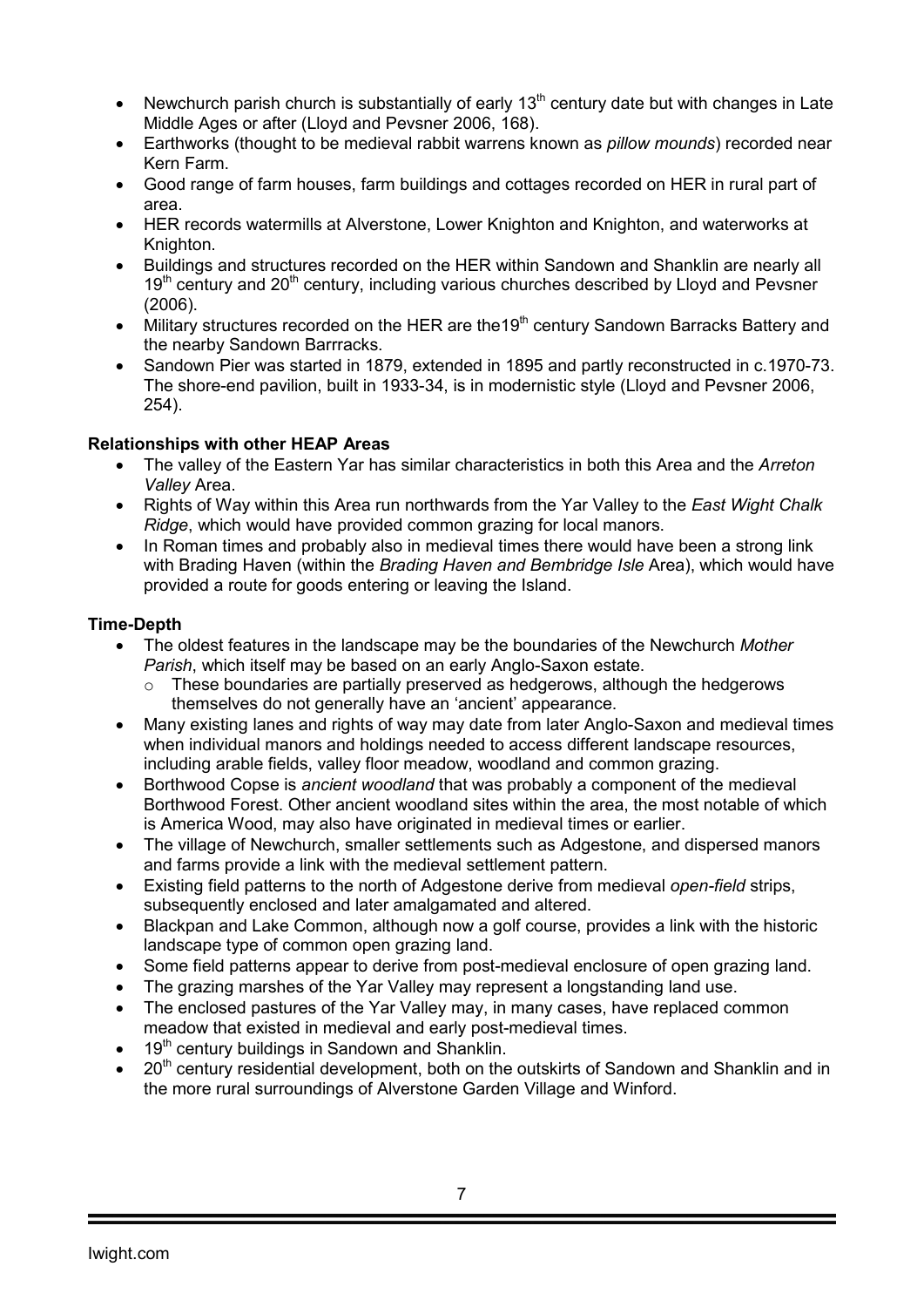- Newchurch parish church is substantially of early 13th century date but with changes in Late Middle Ages or after (Lloyd and Pevsner 2006, 168).
- Earthworks (thought to be medieval rabbit warrens known as *pillow mounds*) recorded near Kern Farm.
- Good range of farm houses, farm buildings and cottages recorded on HER in rural part of area.
- HER records watermills at Alverstone, Lower Knighton and Knighton, and waterworks at Knighton.
- Buildings and structures recorded on the HER within Sandown and Shanklin are nearly all 19th century and 20th century, including various churches described by Lloyd and Pevsner (2006).
- Military structures recorded on the HER are the19th century Sandown Barracks Battery and the nearby Sandown Barrracks.
- Sandown Pier was started in 1879, extended in 1895 and partly reconstructed in c.1970-73. The shore-end pavilion, built in 1933-34, is in modernistic style (Lloyd and Pevsner 2006, 254).

**Relationships with other HEAP Areas**

- The valley of the Eastern Yar has similar characteristics in both this Area and the *Arreton Valley* Area.
- Rights of Way within this Area run northwards from the Yar Valley to the *East Wight Chalk Ridge*, which would have provided common grazing for local manors.
- In Roman times and probably also in medieval times there would have been a strong link with Brading Haven (within the *Brading Haven and Bembridge Isle* Area), which would have provided a route for goods entering or leaving the Island.

**Time-Depth**

- The oldest features in the landscape may be the boundaries of the Newchurch *Mother Parish*, which itself may be based on an early Anglo-Saxon estate.
  - These boundaries are partially preserved as hedgerows, although the hedgerows themselves do not generally have an 'ancient' appearance.
- Many existing lanes and rights of way may date from later Anglo-Saxon and medieval times when individual manors and holdings needed to access different landscape resources, including arable fields, valley floor meadow, woodland and common grazing.
- Borthwood Copse is *ancient woodland* that was probably a component of the medieval Borthwood Forest. Other ancient woodland sites within the area, the most notable of which is America Wood, may also have originated in medieval times or earlier.
- The village of Newchurch, smaller settlements such as Adgestone, and dispersed manors and farms provide a link with the medieval settlement pattern.
- Existing field patterns to the north of Adgestone derive from medieval *open-field* strips, subsequently enclosed and later amalgamated and altered.
- Blackpan and Lake Common, although now a golf course, provides a link with the historic landscape type of common open grazing land.
- Some field patterns appear to derive from post-medieval enclosure of open grazing land.
- The grazing marshes of the Yar Valley may represent a longstanding land use.
- The enclosed pastures of the Yar Valley may, in many cases, have replaced common meadow that existed in medieval and early post-medieval times.
- 19th century buildings in Sandown and Shanklin.
- 20th century residential development, both on the outskirts of Sandown and Shanklin and in the more rural surroundings of Alverstone Garden Village and Winford.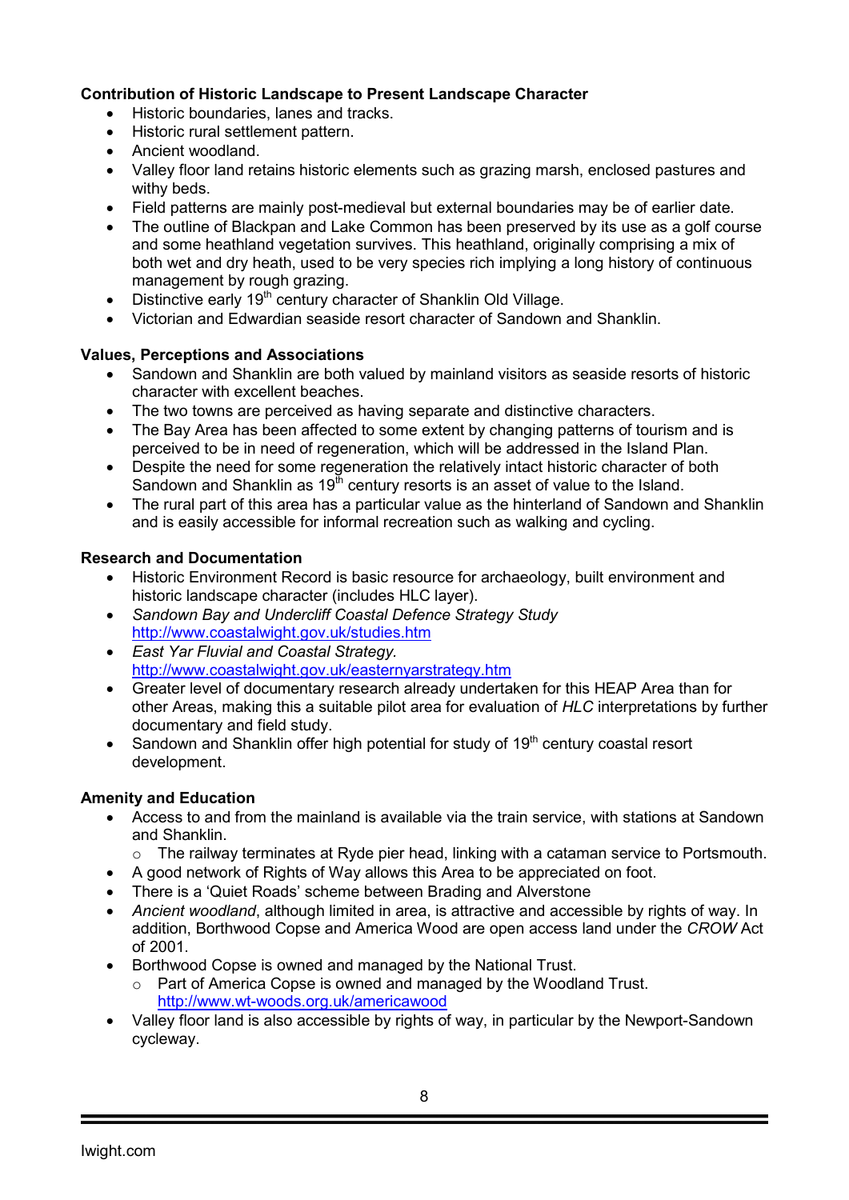**Contribution of Historic Landscape to Present Landscape Character**

- Historic boundaries, lanes and tracks.
- Historic rural settlement pattern.
- Ancient woodland.
- Valley floor land retains historic elements such as grazing marsh, enclosed pastures and withy beds.
- Field patterns are mainly post-medieval but external boundaries may be of earlier date.
- The outline of Blackpan and Lake Common has been preserved by its use as a golf course and some heathland vegetation survives. This heathland, originally comprising a mix of both wet and dry heath, used to be very species rich implying a long history of continuous management by rough grazing.
- Distinctive early 19th century character of Shanklin Old Village.
- Victorian and Edwardian seaside resort character of Sandown and Shanklin.

**Values, Perceptions and Associations**

- Sandown and Shanklin are both valued by mainland visitors as seaside resorts of historic character with excellent beaches.
- The two towns are perceived as having separate and distinctive characters.
- The Bay Area has been affected to some extent by changing patterns of tourism and is perceived to be in need of regeneration, which will be addressed in the Island Plan.
- Despite the need for some regeneration the relatively intact historic character of both Sandown and Shanklin as 19th century resorts is an asset of value to the Island.
- The rural part of this area has a particular value as the hinterland of Sandown and Shanklin and is easily accessible for informal recreation such as walking and cycling.

**Research and Documentation**

- Historic Environment Record is basic resource for archaeology, built environment and historic landscape character (includes HLC layer).
- *Sandown Bay and Undercliff Coastal Defence Strategy Study* http://www.coastalwight.gov.uk/studies.htm
- *East Yar Fluvial and Coastal Strategy.* http://www.coastalwight.gov.uk/easternyarstrategy.htm
- Greater level of documentary research already undertaken for this HEAP Area than for other Areas, making this a suitable pilot area for evaluation of *HLC* interpretations by further documentary and field study.
- Sandown and Shanklin offer high potential for study of 19th century coastal resort development.

**Amenity and Education**

- Access to and from the mainland is available via the train service, with stations at Sandown and Shanklin.
  - The railway terminates at Ryde pier head, linking with a cataman service to Portsmouth.
- A good network of Rights of Way allows this Area to be appreciated on foot.
- There is a 'Quiet Roads' scheme between Brading and Alverstone
- *Ancient woodland*, although limited in area, is attractive and accessible by rights of way. In addition, Borthwood Copse and America Wood are open access land under the *CROW* Act of 2001.
- Borthwood Copse is owned and managed by the National Trust.
  - Part of America Copse is owned and managed by the Woodland Trust. http://www.wt-woods.org.uk/americawood
- Valley floor land is also accessible by rights of way, in particular by the Newport-Sandown cycleway.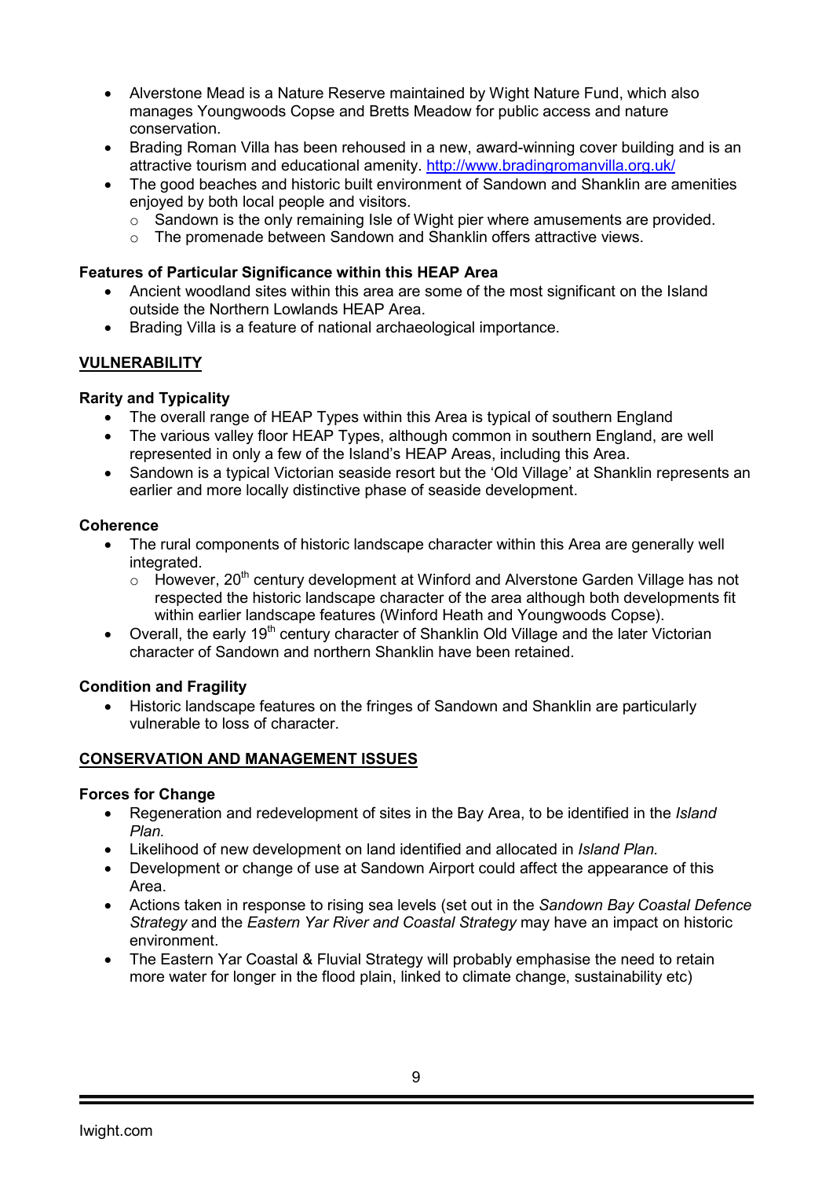- Alverstone Mead is a Nature Reserve maintained by Wight Nature Fund, which also manages Youngwoods Copse and Bretts Meadow for public access and nature conservation.
- Brading Roman Villa has been rehoused in a new, award-winning cover building and is an attractive tourism and educational amenity. http://www.bradingromanvilla.org.uk/
- The good beaches and historic built environment of Sandown and Shanklin are amenities enjoyed by both local people and visitors.
  - Sandown is the only remaining Isle of Wight pier where amusements are provided.
  - The promenade between Sandown and Shanklin offers attractive views.

**Features of Particular Significance within this HEAP Area**

- Ancient woodland sites within this area are some of the most significant on the Island outside the Northern Lowlands HEAP Area.
- Brading Villa is a feature of national archaeological importance.

## VULNERABILITY

**Rarity and Typicality**

- The overall range of HEAP Types within this Area is typical of southern England
- The various valley floor HEAP Types, although common in southern England, are well represented in only a few of the Island's HEAP Areas, including this Area.
- Sandown is a typical Victorian seaside resort but the 'Old Village' at Shanklin represents an earlier and more locally distinctive phase of seaside development.

**Coherence**

- The rural components of historic landscape character within this Area are generally well integrated.
  - However, 20th century development at Winford and Alverstone Garden Village has not respected the historic landscape character of the area although both developments fit within earlier landscape features (Winford Heath and Youngwoods Copse).
- Overall, the early 19th century character of Shanklin Old Village and the later Victorian character of Sandown and northern Shanklin have been retained.

**Condition and Fragility**

- Historic landscape features on the fringes of Sandown and Shanklin are particularly vulnerable to loss of character.

## CONSERVATION AND MANAGEMENT ISSUES

**Forces for Change**

- Regeneration and redevelopment of sites in the Bay Area, to be identified in the *Island Plan.*
- Likelihood of new development on land identified and allocated in *Island Plan.*
- Development or change of use at Sandown Airport could affect the appearance of this Area.
- Actions taken in response to rising sea levels (set out in the *Sandown Bay Coastal Defence Strategy* and the *Eastern Yar River and Coastal Strategy* may have an impact on historic environment.
- The Eastern Yar Coastal & Fluvial Strategy will probably emphasise the need to retain more water for longer in the flood plain, linked to climate change, sustainability etc)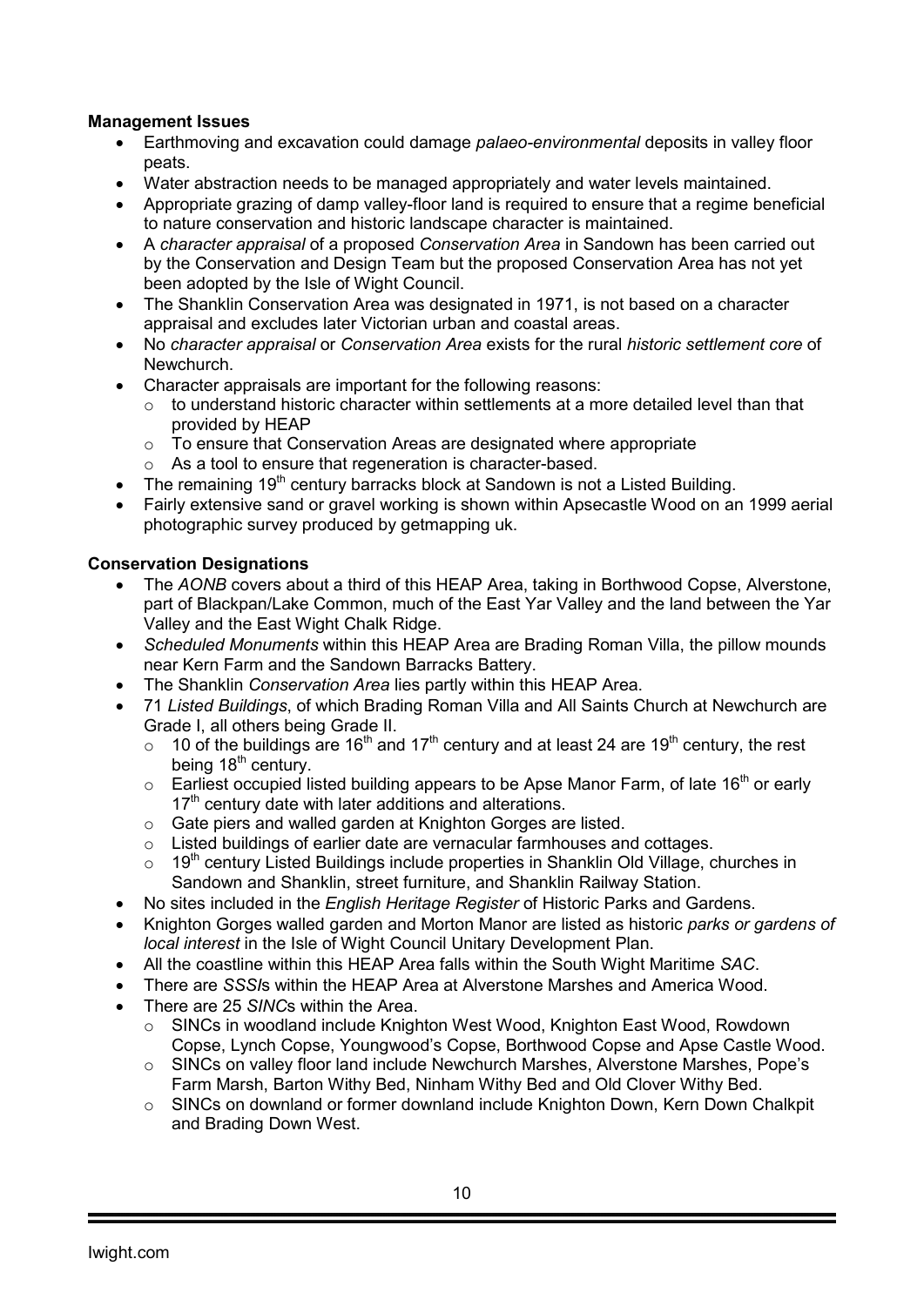**Management Issues**

- Earthmoving and excavation could damage *palaeo-environmental* deposits in valley floor peats.
- Water abstraction needs to be managed appropriately and water levels maintained.
- Appropriate grazing of damp valley-floor land is required to ensure that a regime beneficial to nature conservation and historic landscape character is maintained.
- A *character appraisal* of a proposed *Conservation Area* in Sandown has been carried out by the Conservation and Design Team but the proposed Conservation Area has not yet been adopted by the Isle of Wight Council.
- The Shanklin Conservation Area was designated in 1971, is not based on a character appraisal and excludes later Victorian urban and coastal areas.
- No *character appraisal* or *Conservation Area* exists for the rural *historic settlement core* of Newchurch.
- Character appraisals are important for the following reasons:
  - to understand historic character within settlements at a more detailed level than that provided by HEAP
  - To ensure that Conservation Areas are designated where appropriate
  - As a tool to ensure that regeneration is character-based.
- The remaining 19th century barracks block at Sandown is not a Listed Building.
- Fairly extensive sand or gravel working is shown within Apsecastle Wood on an 1999 aerial photographic survey produced by getmapping uk.

**Conservation Designations**

- The *AONB* covers about a third of this HEAP Area, taking in Borthwood Copse, Alverstone, part of Blackpan/Lake Common, much of the East Yar Valley and the land between the Yar Valley and the East Wight Chalk Ridge.
- *Scheduled Monuments* within this HEAP Area are Brading Roman Villa, the pillow mounds near Kern Farm and the Sandown Barracks Battery.
- The Shanklin *Conservation Area* lies partly within this HEAP Area.
- 71 *Listed Buildings*, of which Brading Roman Villa and All Saints Church at Newchurch are Grade I, all others being Grade II.
  - 10 of the buildings are 16th and 17th century and at least 24 are 19th century, the rest being 18th century.
  - Earliest occupied listed building appears to be Apse Manor Farm, of late 16th or early 17th century date with later additions and alterations.
  - Gate piers and walled garden at Knighton Gorges are listed.
  - Listed buildings of earlier date are vernacular farmhouses and cottages.
  - 19th century Listed Buildings include properties in Shanklin Old Village, churches in Sandown and Shanklin, street furniture, and Shanklin Railway Station.
- No sites included in the *English Heritage Register* of Historic Parks and Gardens.
- Knighton Gorges walled garden and Morton Manor are listed as historic *parks or gardens of local interest* in the Isle of Wight Council Unitary Development Plan.
- All the coastline within this HEAP Area falls within the South Wight Maritime *SAC*.
- There are *SSSI*s within the HEAP Area at Alverstone Marshes and America Wood.
- There are 25 *SINC*s within the Area.
  - SINCs in woodland include Knighton West Wood, Knighton East Wood, Rowdown Copse, Lynch Copse, Youngwood's Copse, Borthwood Copse and Apse Castle Wood.
  - SINCs on valley floor land include Newchurch Marshes, Alverstone Marshes, Pope's Farm Marsh, Barton Withy Bed, Ninham Withy Bed and Old Clover Withy Bed.
  - SINCs on downland or former downland include Knighton Down, Kern Down Chalkpit and Brading Down West.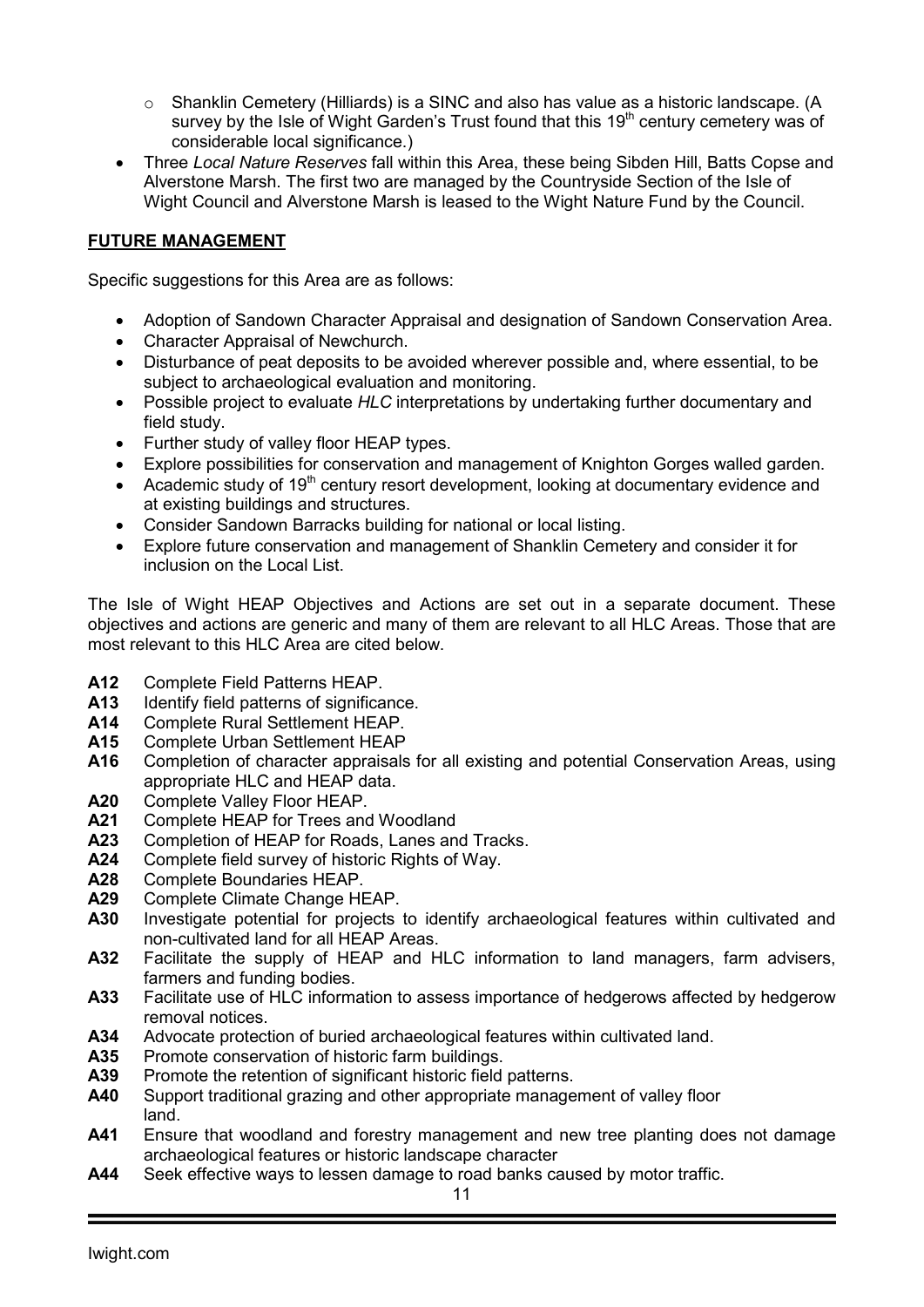- Shanklin Cemetery (Hilliards) is a SINC and also has value as a historic landscape. (A survey by the Isle of Wight Garden's Trust found that this 19th century cemetery was of considerable local significance.)
- Three *Local Nature Reserves* fall within this Area, these being Sibden Hill, Batts Copse and Alverstone Marsh. The first two are managed by the Countryside Section of the Isle of Wight Council and Alverstone Marsh is leased to the Wight Nature Fund by the Council.

**FUTURE MANAGEMENT**

Specific suggestions for this Area are as follows:

- Adoption of Sandown Character Appraisal and designation of Sandown Conservation Area.
- Character Appraisal of Newchurch.
- Disturbance of peat deposits to be avoided wherever possible and, where essential, to be subject to archaeological evaluation and monitoring.
- Possible project to evaluate *HLC* interpretations by undertaking further documentary and field study.
- Further study of valley floor HEAP types.
- Explore possibilities for conservation and management of Knighton Gorges walled garden.
- Academic study of 19th century resort development, looking at documentary evidence and at existing buildings and structures.
- Consider Sandown Barracks building for national or local listing.
- Explore future conservation and management of Shanklin Cemetery and consider it for inclusion on the Local List.

The Isle of Wight HEAP Objectives and Actions are set out in a separate document. These objectives and actions are generic and many of them are relevant to all HLC Areas. Those that are most relevant to this HLC Area are cited below.

**A12** Complete Field Patterns HEAP.
**A13** Identify field patterns of significance.
**A14** Complete Rural Settlement HEAP.
**A15** Complete Urban Settlement HEAP
**A16** Completion of character appraisals for all existing and potential Conservation Areas, using appropriate HLC and HEAP data.
**A20** Complete Valley Floor HEAP.
**A21** Complete HEAP for Trees and Woodland
**A23** Completion of HEAP for Roads, Lanes and Tracks.
**A24** Complete field survey of historic Rights of Way.
**A28** Complete Boundaries HEAP.
**A29** Complete Climate Change HEAP.
**A30** Investigate potential for projects to identify archaeological features within cultivated and non-cultivated land for all HEAP Areas.
**A32** Facilitate the supply of HEAP and HLC information to land managers, farm advisers, farmers and funding bodies.
**A33** Facilitate use of HLC information to assess importance of hedgerows affected by hedgerow removal notices.
**A34** Advocate protection of buried archaeological features within cultivated land.
**A35** Promote conservation of historic farm buildings.
**A39** Promote the retention of significant historic field patterns.
**A40** Support traditional grazing and other appropriate management of valley floor land.
**A41** Ensure that woodland and forestry management and new tree planting does not damage archaeological features or historic landscape character
**A44** Seek effective ways to lessen damage to road banks caused by motor traffic.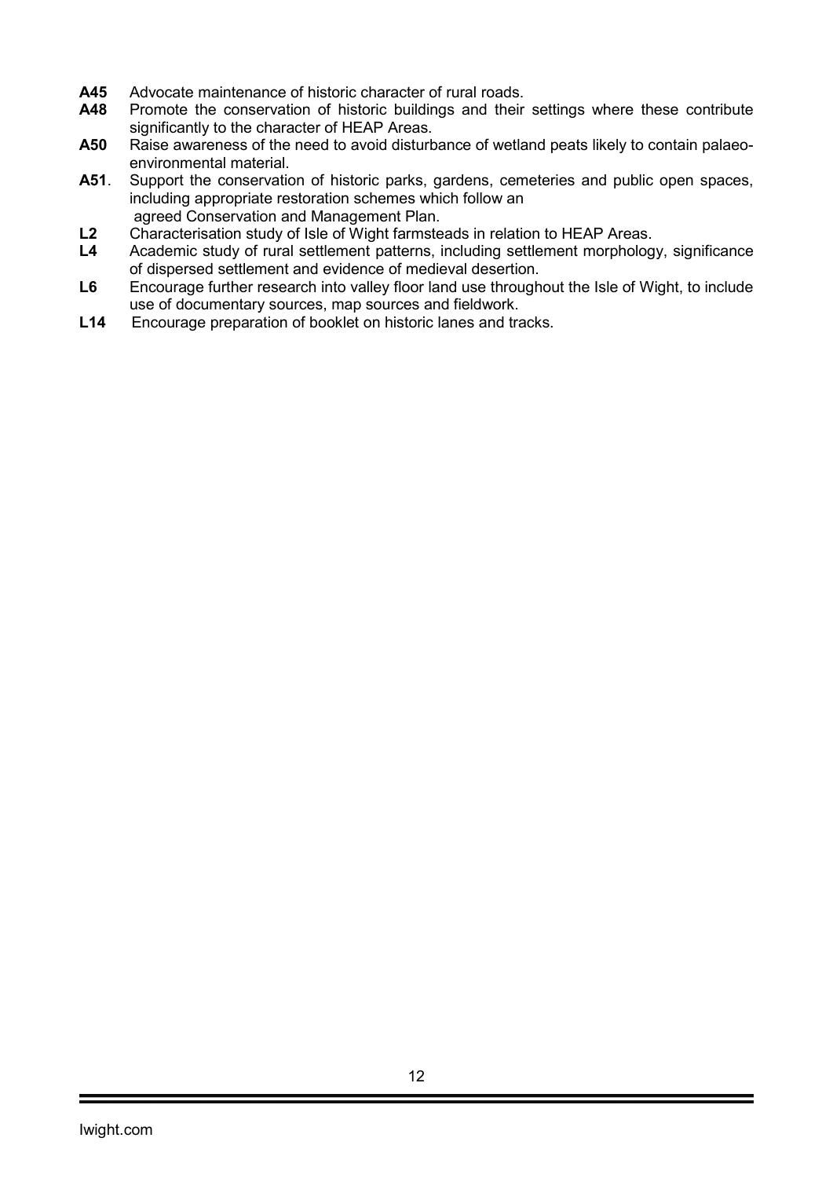**A45** Advocate maintenance of historic character of rural roads.

**A48** Promote the conservation of historic buildings and their settings where these contribute significantly to the character of HEAP Areas.

**A50** Raise awareness of the need to avoid disturbance of wetland peats likely to contain palaeo-environmental material.

**A51**. Support the conservation of historic parks, gardens, cemeteries and public open spaces, including appropriate restoration schemes which follow an agreed Conservation and Management Plan.

**L2** Characterisation study of Isle of Wight farmsteads in relation to HEAP Areas.

**L4** Academic study of rural settlement patterns, including settlement morphology, significance of dispersed settlement and evidence of medieval desertion.

**L6** Encourage further research into valley floor land use throughout the Isle of Wight, to include use of documentary sources, map sources and fieldwork.

**L14** Encourage preparation of booklet on historic lanes and tracks.